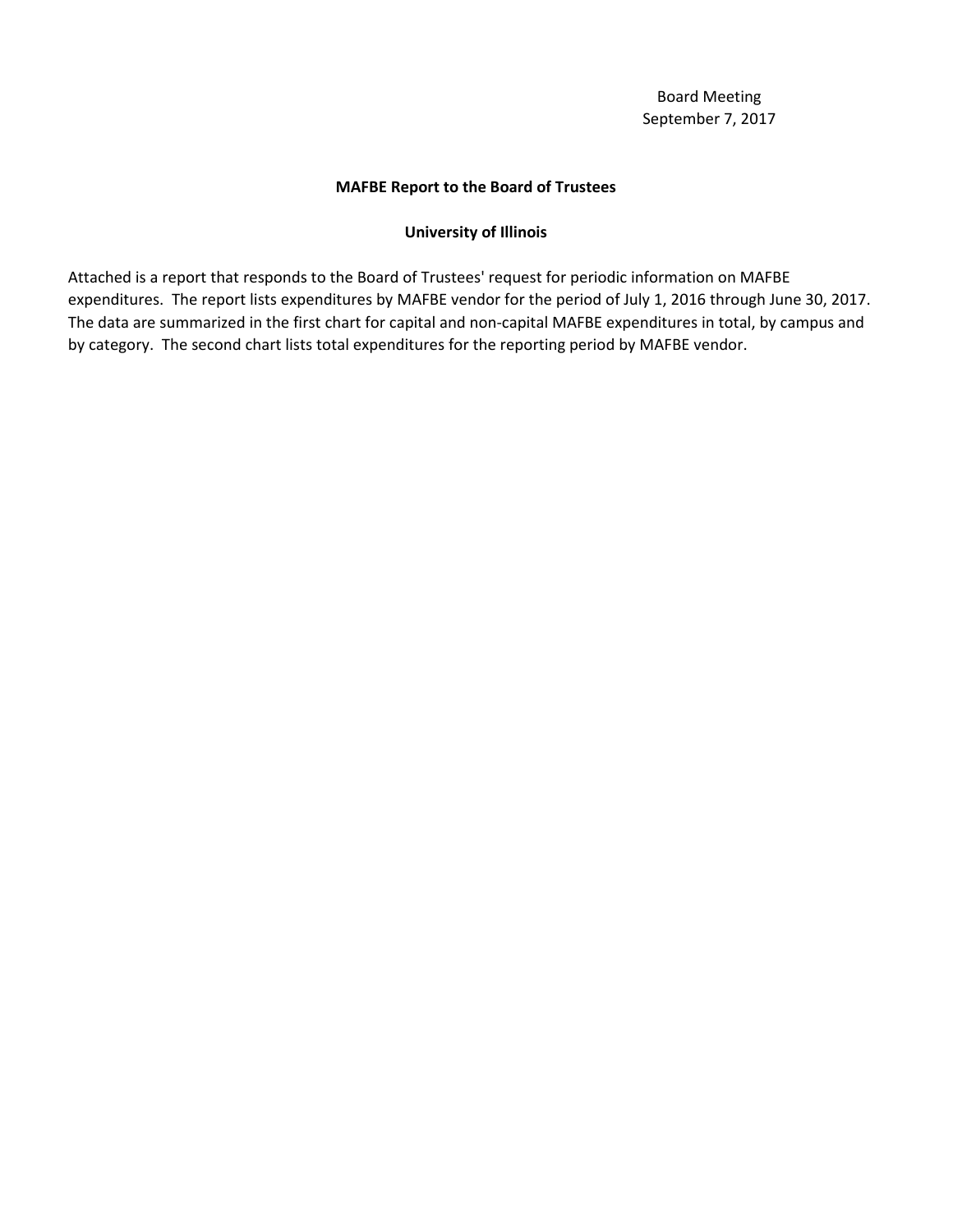Board Meeting
September 7, 2017

## MAFBE Report to the Board of Trustees

### University of Illinois

Attached is a report that responds to the Board of Trustees' request for periodic information on MAFBE expenditures. The report lists expenditures by MAFBE vendor for the period of July 1, 2016 through June 30, 2017. The data are summarized in the first chart for capital and non-capital MAFBE expenditures in total, by campus and by category. The second chart lists total expenditures for the reporting period by MAFBE vendor.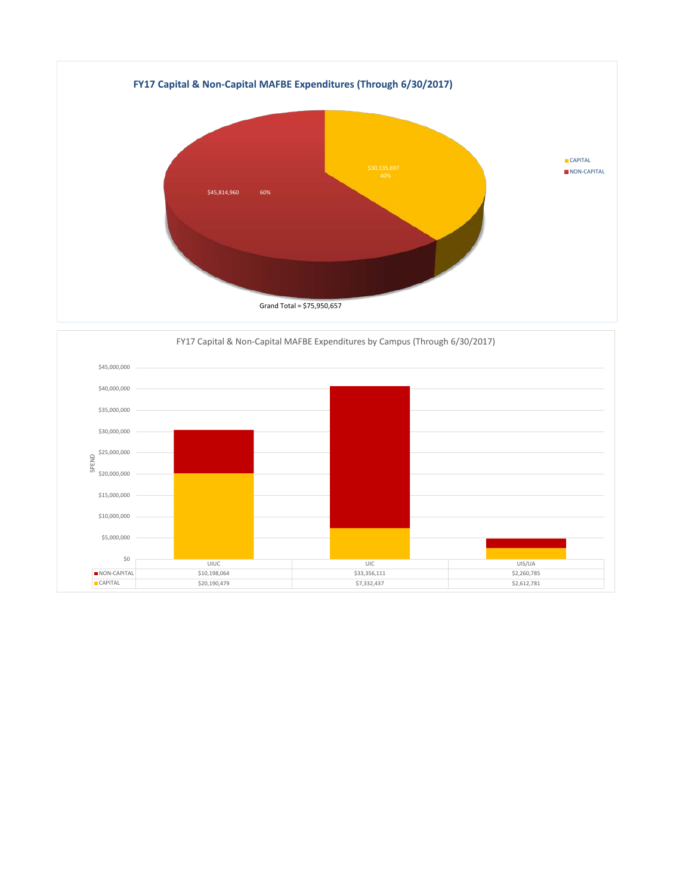## FY17 Capital & Non-Capital MAFBE Expenditures (Through 6/30/2017)

| | Amount | Percent |
|---|---|---|
| CAPITAL | $30,135,697 | 40% |
| NON-CAPITAL | $45,814,960 | 60% |

Grand Total = $75,950,657

## FY17 Capital & Non-Capital MAFBE Expenditures by Campus (Through 6/30/2017)

| | UIUC | UIC | UIS/UA |
|---|---|---|---|
| NON-CAPITAL | $10,198,064 | $33,356,111 | $2,260,785 |
| CAPITAL | $20,190,479 | $7,332,437 | $2,612,781 |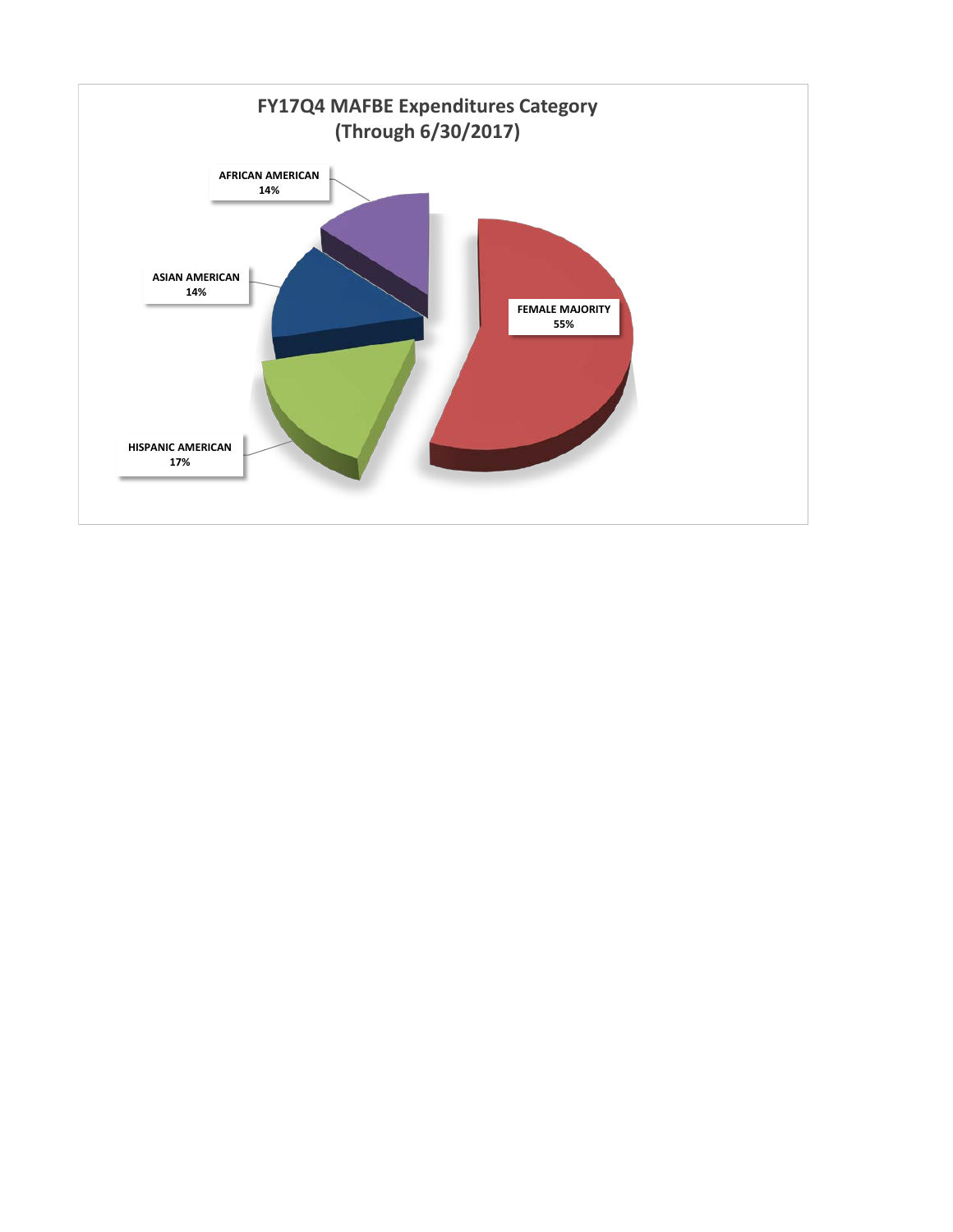## FY17Q4 MAFBE Expenditures Category
## (Through 6/30/2017)

| Category | Percentage |
|---|---|
| AFRICAN AMERICAN | 14% |
| ASIAN AMERICAN | 14% |
| HISPANIC AMERICAN | 17% |
| FEMALE MAJORITY | 55% |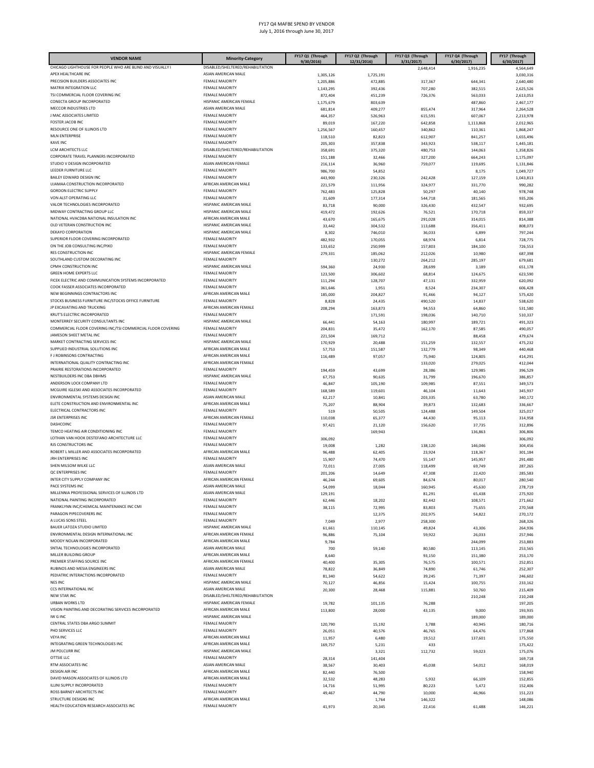FY17 Q4 MAFBE SPEND BY VENDOR
July 1, 2016 through June 30, 2017

| VENDOR NAME | Minority-Category | FY17 Q1 (Through 9/30/2016) | FY17 Q2 (Through 12/31/2016) | FY17 Q3 (Through 3/31/2017) | FY17 Q4 (Through 6/30/2017) | FY17 (Through 6/30/2017) |
|---|---|---|---|---|---|---|
| CHICAGO LIGHTHOUSE FOR PEOPLE WHO ARE BLIND AND VISUALLY I | DISABLED/SHELTERED/REHABILITATION | | | 2,648,414 | 1,916,235 | 4,564,649 |
| APEX HEALTHCARE INC | ASIAN AMERICAN MALE | 1,305,126 | 1,725,191 | | | 3,030,316 |
| PRECISION BUILDERS ASSOCIATES INC | FEMALE MAJORITY | 1,205,886 | 472,885 | 317,367 | 644,341 | 2,640,480 |
| MATRIX INTEGRATION LLC | FEMALE MAJORITY | 1,143,295 | 392,436 | 707,280 | 382,515 | 2,625,526 |
| TSI COMMERCIAL FLOOR COVERING INC | FEMALE MAJORITY | 872,404 | 451,239 | 726,376 | 563,033 | 2,613,053 |
| CONECTA GROUP INCORPORATED | HISPANIC AMERICAN FEMALE | 1,175,679 | 803,639 | | 487,860 | 2,467,177 |
| MECCOR INDUSTRIES LTD | ASIAN AMERICAN MALE | 681,814 | 409,277 | 855,474 | 317,964 | 2,264,528 |
| J MAC ASSOCIATES LIMITED | FEMALE MAJORITY | 464,357 | 526,963 | 615,591 | 607,067 | 2,213,978 |
| FOSTER JACOB INC | FEMALE MAJORITY | 89,019 | 167,220 | 642,858 | 1,113,868 | 2,012,965 |
| RESOURCE ONE OF ILLINOIS LTD | FEMALE MAJORITY | 1,256,567 | 160,457 | 340,862 | 110,361 | 1,868,247 |
| MLN ENTERPRISE | FEMALE MAJORITY | 118,510 | 82,823 | 612,907 | 841,257 | 1,655,496 |
| KAVE INC | FEMALE MAJORITY | 205,303 | 357,838 | 343,923 | 538,117 | 1,445,181 |
| LCM ARCHITECTS LLC | DISABLED/SHELTERED/REHABILITATION | 358,691 | 375,320 | 480,753 | 144,063 | 1,358,826 |
| CORPORATE TRAVEL PLANNERS INCORPORATED | FEMALE MAJORITY | 151,188 | 32,466 | 327,200 | 664,243 | 1,175,097 |
| STUDIO V DESIGN INCORPORATED | ASIAN AMERICAN FEMALE | 216,114 | 36,960 | 759,077 | 119,695 | 1,131,846 |
| LEEDER FURNITURE LLC | FEMALE MAJORITY | 986,700 | 54,852 | | 8,175 | 1,049,727 |
| BAILEY EDWARD DESIGN INC | FEMALE MAJORITY | 443,900 | 230,326 | 242,428 | 127,159 | 1,043,813 |
| UJAMAA CONSTRUCTION INCORPORATED | AFRICAN AMERICAN MALE | 221,579 | 111,956 | 324,977 | 331,770 | 990,282 |
| GORDON ELECTRIC SUPPLY | FEMALE MAJORITY | 762,483 | 125,828 | 50,297 | 40,140 | 978,748 |
| VON ALST OPERATING LLC | FEMALE MAJORITY | 31,609 | 177,314 | 544,718 | 181,565 | 935,206 |
| VALOR TECHNOLOGIES INCORPORATED | HISPANIC AMERICAN MALE | 83,718 | 90,000 | 326,430 | 432,547 | 932,695 |
| MIDWAY CONTRACTING GROUP LLC | HISPANIC AMERICAN MALE | 419,472 | 192,626 | 76,521 | 170,718 | 859,337 |
| NATIONAL HVACDBA NATIONAL INSULATION INC | AFRICAN AMERICAN MALE | 43,670 | 165,675 | 291,028 | 314,015 | 814,388 |
| OLD VETERAN CONSTRUCTION INC | HISPANIC AMERICAN MALE | 33,442 | 304,532 | 113,688 | 356,411 | 808,073 |
| DEKAYO CORPORATION | HISPANIC AMERICAN MALE | 8,302 | 746,010 | 36,033 | 6,899 | 797,244 |
| SUPERIOR FLOOR COVERING INCORPORATED | FEMALE MAJORITY | 482,932 | 170,055 | 68,974 | 6,814 | 728,775 |
| ON THE JOB CONSULTING INC/PIXO | FEMALE MAJORITY | 133,652 | 250,999 | 157,803 | 184,100 | 726,553 |
| RES CONSTRUCTION INC | HISPANIC AMERICAN FEMALE | 279,331 | 185,062 | 212,026 | 10,980 | 687,398 |
| SOUTHLAND CUSTOM DECORATING INC | FEMALE MAJORITY | | 130,272 | 264,212 | 285,197 | 679,681 |
| CPMH CONSTRUCTION INC | HISPANIC AMERICAN MALE | 594,360 | 24,930 | 28,699 | 3,189 | 651,178 |
| GREEN HOME EXPERTS LLC | FEMALE MAJORITY | 123,500 | 306,602 | 68,814 | 124,675 | 623,590 |
| FICEK ELECTRIC AND COMMUNICATION SYSTEMS INCORPORATED | FEMALE MAJORITY | 111,294 | 128,707 | 47,131 | 332,959 | 620,092 |
| COOK FASSER ASSOCIATES INCORPORATED | FEMALE MAJORITY | 361,646 | 1,951 | 8,524 | 234,307 | 606,428 |
| NEW BEGINNINGS CONTRACTORS INC | AFRICAN AMERICAN MALE | 185,000 | 204,827 | 91,466 | 94,127 | 575,420 |
| STOCKS BUSINESS FURNITURE INC/STOCKS OFFICE FURNITURE | FEMALE MAJORITY | 8,828 | 24,435 | 490,520 | 14,837 | 538,620 |
| JP EXCAVATING AND TRUCKING | AFRICAN AMERICAN FEMALE | 208,294 | 163,873 | 94,553 | 64,860 | 531,580 |
| KRUT'S ELECTRIC INCORPORATED | FEMALE MAJORITY | | 171,591 | 198,036 | 140,710 | 510,337 |
| MONTERREY SECURITY CONSULTANTS INC | HISPANIC AMERICAN MALE | 66,441 | 54,163 | 180,997 | 189,721 | 491,323 |
| COMMERCIAL FLOOR COVERING INC/TSI COMMERCIAL FLOOR COVERING | FEMALE MAJORITY | 204,831 | 35,472 | 162,170 | 87,585 | 490,057 |
| JAMESON SHEET METAL INC | FEMALE MAJORITY | 221,504 | 169,712 | | 88,458 | 479,674 |
| MARKET CONTRACTING SERVICES INC | HISPANIC AMERICAN MALE | 170,929 | 20,488 | 151,259 | 132,557 | 475,232 |
| SUPPLIED INDUSTRIAL SOLUTIONS INC | AFRICAN AMERICAN MALE | 57,753 | 151,587 | 132,779 | 98,349 | 440,468 |
| F J ROBINSONS CONTRACTING | AFRICAN AMERICAN MALE | 116,489 | 97,057 | 75,940 | 124,805 | 414,291 |
| INTERNATIONAL QUALITY CONTRACTING INC | AFRICAN AMERICAN FEMALE | | | 133,020 | 279,025 | 412,044 |
| PRAIRIE RESTORATIONS INCORPORATED | FEMALE MAJORITY | 194,459 | 43,699 | 28,386 | 129,985 | 396,529 |
| NESTBUILDERS INC DBA DBHMS | HISPANIC AMERICAN MALE | 67,753 | 90,635 | 31,799 | 196,670 | 386,857 |
| ANDERSON LOCK COMPANY LTD | FEMALE MAJORITY | 46,847 | 105,190 | 109,985 | 87,551 | 349,573 |
| MCGUIRE IGLESKI AND ASSOCIATES INCORPORATED | FEMALE MAJORITY | 168,589 | 119,601 | 46,104 | 11,643 | 345,937 |
| ENVIRONMENTAL SYSTEMS DESIGN INC | ASIAN AMERICAN MALE | 62,217 | 10,841 | 203,335 | 63,780 | 340,172 |
| ELETE CONSTRUCTION AND ENVIRONMENTAL INC | AFRICAN AMERICAN MALE | 75,207 | 88,904 | 39,873 | 132,683 | 336,667 |
| ELECTRICAL CONTRACTORS INC | FEMALE MAJORITY | 519 | 50,505 | 124,488 | 149,504 | 325,017 |
| JSR ENTERPRISES INC | AFRICAN AMERICAN FEMALE | 110,038 | 65,377 | 44,430 | 95,113 | 314,958 |
| DASHCOINC | FEMALE MAJORITY | 97,421 | 21,120 | 156,620 | 37,735 | 312,896 |
| TEMCO HEATING AIR CONDITIONING INC | FEMALE MAJORITY | | 169,943 | | 136,863 | 306,806 |
| LOTHAN VAN HOOK DESTEFANO ARCHITECTURE LLC | FEMALE MAJORITY | 306,092 | | | | 306,092 |
| RJS CONSTRUCTORS INC | FEMALE MAJORITY | 19,008 | 1,282 | 138,120 | 146,046 | 304,456 |
| ROBERT L MILLER AND ASSOCIATES INCORPORATED | AFRICAN AMERICAN MALE | 96,488 | 62,405 | 23,924 | 118,367 | 301,184 |
| JRH ENTERPRISES INC | FEMALE MAJORITY | 15,907 | 74,470 | 55,147 | 145,957 | 291,480 |
| SHEN MILSOM WILKE LLC | ASIAN AMERICAN MALE | 72,011 | 27,005 | 118,499 | 69,749 | 287,265 |
| QC ENTERPRISES INC | FEMALE MAJORITY | 201,206 | 14,649 | 47,308 | 22,420 | 285,583 |
| INTER CITY SUPPLY COMPANY INC | AFRICAN AMERICAN FEMALE | 46,244 | 69,605 | 84,674 | 80,017 | 280,540 |
| PACE SYSTEMS INC | ASIAN AMERICAN MALE | 54,099 | 18,044 | 160,945 | 45,630 | 278,719 |
| MILLENNIA PROFESSIONAL SERVICES OF ILLINOIS LTD | ASIAN AMERICAN MALE | 129,191 | | 81,291 | 65,438 | 275,920 |
| NATIONAL PAINTING INCORPORATED | FEMALE MAJORITY | 62,446 | 18,202 | 82,442 | 108,571 | 271,662 |
| FRANKLYNN INC/CHEMICAL MAINTENANCE INC CMI | FEMALE MAJORITY | 38,115 | 72,995 | 83,803 | 75,655 | 270,568 |
| PARAGON PIPECOVERERS INC | FEMALE MAJORITY | | 12,375 | 202,975 | 54,822 | 270,172 |
| A LUCAS SONS STEEL | FEMALE MAJORITY | 7,049 | 2,977 | 258,300 | | 268,326 |
| BAUER LATOZA STUDIO LIMITED | HISPANIC AMERICAN MALE | 61,661 | 110,145 | 49,824 | 43,306 | 264,936 |
| ENVIRONMENTAL DESIGN INTERNATIONAL INC | AFRICAN AMERICAN FEMALE | 96,886 | 75,104 | 59,922 | 26,033 | 257,946 |
| MOODY NOLAN INCORPORATED | AFRICAN AMERICAN MALE | 9,784 | | | 244,099 | 253,883 |
| SNTIAL TECHNOLOGIES INCORPORATED | ASIAN AMERICAN MALE | 700 | 59,140 | 80,580 | 113,145 | 253,565 |
| MILLER BUILDING GROUP | AFRICAN AMERICAN MALE | 8,640 | | 93,150 | 151,380 | 253,170 |
| PREMIER STAFFING SOURCE INC | AFRICAN AMERICAN FEMALE | 40,400 | 35,305 | 76,575 | 100,571 | 252,851 |
| RUBINOS AND MESIA ENGINEERS INC | ASIAN AMERICAN MALE | 78,822 | 36,849 | 74,890 | 61,746 | 252,307 |
| PEDIATRIC INTERACTIONS INCORPORATED | FEMALE MAJORITY | 81,340 | 54,622 | 39,245 | 71,397 | 246,602 |
| NES INC | HISPANIC AMERICAN MALE | 70,127 | 46,856 | 15,424 | 100,755 | 233,162 |
| CCS INTERNATIONAL INC | ASIAN AMERICAN MALE | 20,300 | 28,468 | 115,881 | 50,760 | 215,409 |
| NEW STAR INC | DISABLED/SHELTERED/REHABILITATION | | | | 210,248 | 210,248 |
| URBAN WORKS LTD | HISPANIC AMERICAN FEMALE | 19,782 | 101,135 | 76,288 | | 197,205 |
| VISION PAINTING AND DECORATING SERVICES INCORPORATED | AFRICAN AMERICAN MALE | 113,800 | 28,000 | 43,135 | 9,000 | 193,935 |
| IW G INC | HISPANIC AMERICAN MALE | | | | 189,000 | 189,000 |
| CENTRAL STATES DBA ARGO SUMMIT | FEMALE MAJORITY | 120,790 | 15,192 | 3,788 | 40,945 | 180,716 |
| PHD SERVICES LLC | FEMALE MAJORITY | 26,051 | 40,576 | 46,765 | 64,476 | 177,868 |
| VEYA INC | AFRICAN AMERICAN MALE | 11,957 | 6,480 | 19,512 | 137,601 | 175,550 |
| INTEGRATING GREEN TECHNOLOGIES INC | AFRICAN AMERICAN MALE | 169,757 | 5,231 | 433 | | 175,422 |
| JM POLCURR INC | HISPANIC AMERICAN MALE | | 3,321 | 112,732 | 59,023 | 175,076 |
| OTTSIE LLC | FEMALE MAJORITY | 28,314 | 141,404 | | | 169,718 |
| RTM ASSOCIATES INC | ASIAN AMERICAN MALE | 38,567 | 30,403 | 45,038 | 54,012 | 168,019 |
| DESIGN AIR INC | AFRICAN AMERICAN MALE | 82,440 | 76,500 | | | 158,940 |
| DAVID MASON ASSOCIATES OF ILLINOIS LTD | AFRICAN AMERICAN MALE | 32,532 | 48,283 | 5,932 | 66,109 | 152,855 |
| ILLINI SUPPLY INCORPORATED | FEMALE MAJORITY | 14,716 | 51,995 | 80,223 | 5,472 | 152,406 |
| ROSS BARNEY ARCHITECTS INC | FEMALE MAJORITY | 49,467 | 44,790 | 10,000 | 46,966 | 151,223 |
| STRUCTURE DESIGNS INC | AFRICAN AMERICAN MALE | | 1,764 | 146,322 | | 148,086 |
| HEALTH EDUCATION RESEARCH ASSOCIATES INC | FEMALE MAJORITY | 41,973 | 20,345 | 22,416 | 61,488 | 146,221 |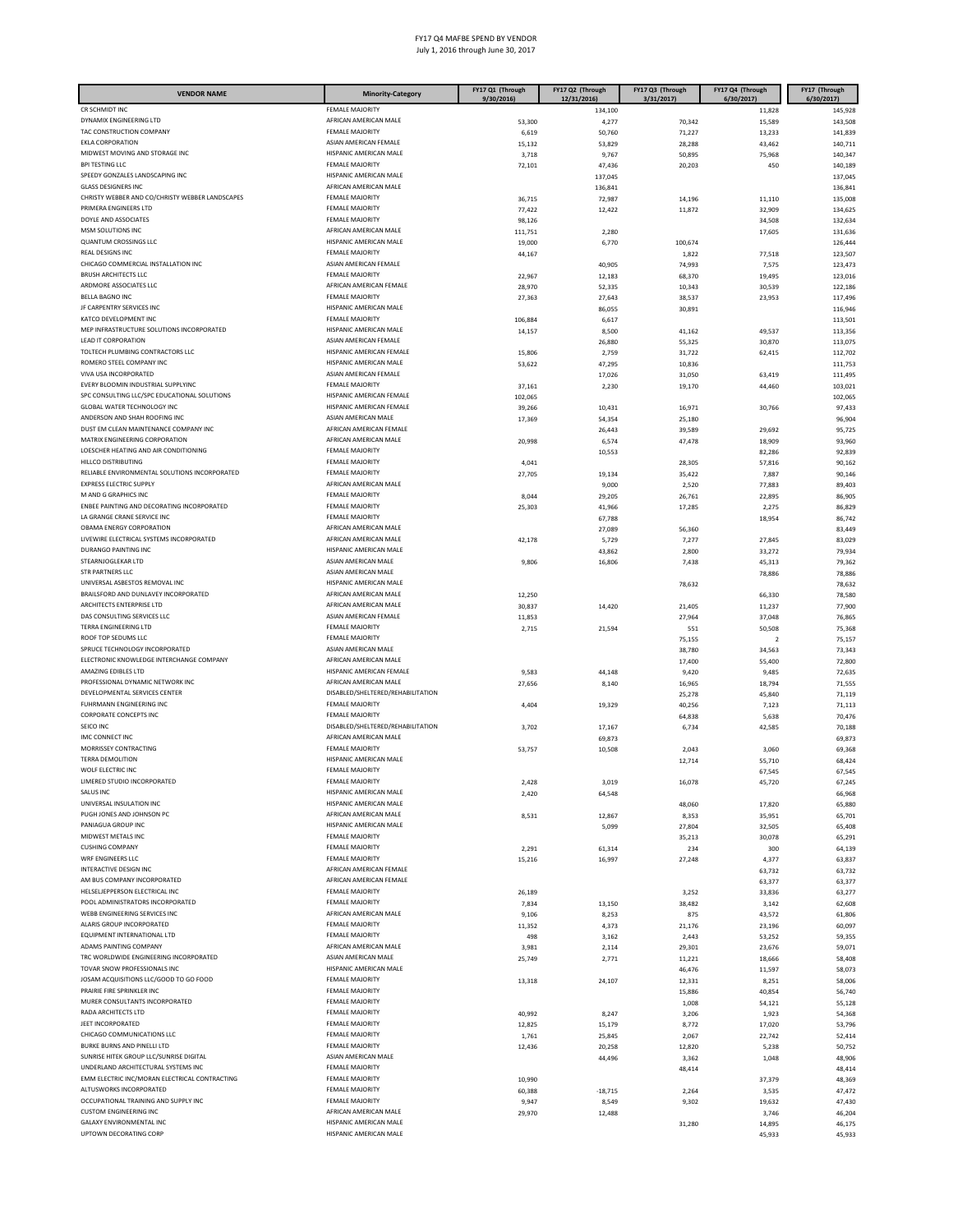FY17 Q4 MAFBE SPEND BY VENDOR

July 1, 2016 through June 30, 2017

| VENDOR NAME | Minority-Category | FY17 Q1 (Through 9/30/2016) | FY17 Q2 (Through 12/31/2016) | FY17 Q3 (Through 3/31/2017) | FY17 Q4 (Through 6/30/2017) | FY17 (Through 6/30/2017) |
|---|---|---|---|---|---|---|
| CR SCHMIDT INC | FEMALE MAJORITY | | 134,100 | | 11,828 | 145,928 |
| DYNAMIX ENGINEERING LTD | AFRICAN AMERICAN MALE | 53,300 | 4,277 | 70,342 | 15,589 | 143,508 |
| TAC CONSTRUCTION COMPANY | FEMALE MAJORITY | 6,619 | 50,760 | 71,227 | 13,233 | 141,839 |
| EKLA CORPORATION | ASIAN AMERICAN FEMALE | 15,132 | 53,829 | 28,288 | 43,462 | 140,711 |
| MIDWEST MOVING AND STORAGE INC | HISPANIC AMERICAN MALE | 3,718 | 9,767 | 50,895 | 75,968 | 140,347 |
| BPI TESTING LLC | FEMALE MAJORITY | 72,101 | 47,436 | 20,203 | 450 | 140,189 |
| SPEEDY GONZALES LANDSCAPING INC | HISPANIC AMERICAN MALE | | 137,045 | | | 137,045 |
| GLASS DESIGNERS INC | AFRICAN AMERICAN MALE | | 136,841 | | | 136,841 |
| CHRISTY WEBBER AND CO/CHRISTY WEBBER LANDSCAPES | FEMALE MAJORITY | 36,715 | 72,987 | 14,196 | 11,110 | 135,008 |
| PRIMERA ENGINEERS LTD | FEMALE MAJORITY | 77,422 | 12,422 | 11,872 | 32,909 | 134,625 |
| DOYLE AND ASSOCIATES | FEMALE MAJORITY | 98,126 | | | 34,508 | 132,634 |
| MSM SOLUTIONS INC | AFRICAN AMERICAN MALE | 111,751 | 2,280 | | 17,605 | 131,636 |
| QUANTUM CROSSINGS LLC | HISPANIC AMERICAN MALE | 19,000 | 6,770 | 100,674 | | 126,444 |
| REAL DESIGNS INC | FEMALE MAJORITY | 44,167 | | 1,822 | 77,518 | 123,507 |
| CHICAGO COMMERCIAL INSTALLATION INC | ASIAN AMERICAN FEMALE | | 40,905 | 74,993 | 7,575 | 123,473 |
| BRUSH ARCHITECTS LLC | FEMALE MAJORITY | 22,967 | 12,183 | 68,370 | 19,495 | 123,016 |
| ARDMORE ASSOCIATES LLC | AFRICAN AMERICAN FEMALE | 28,970 | 52,335 | 10,343 | 30,539 | 122,186 |
| BELLA BAGNO INC | FEMALE MAJORITY | 27,363 | 27,643 | 38,537 | 23,953 | 117,496 |
| JF CARPENTRY SERVICES INC | HISPANIC AMERICAN MALE | | 86,055 | 30,891 | | 116,946 |
| KATCO DEVELOPMENT INC | FEMALE MAJORITY | 106,884 | 6,617 | | | 113,501 |
| MEP INFRASTRUCTURE SOLUTIONS INCORPORATED | HISPANIC AMERICAN MALE | 14,157 | 8,500 | 41,162 | 49,537 | 113,356 |
| LEAD IT CORPORATION | ASIAN AMERICAN FEMALE | | 26,880 | 55,325 | 30,870 | 113,075 |
| TOLTECH PLUMBING CONTRACTORS LLC | HISPANIC AMERICAN FEMALE | 15,806 | 2,759 | 31,722 | 62,415 | 112,702 |
| ROMERO STEEL COMPANY INC | HISPANIC AMERICAN MALE | 53,622 | 47,295 | 10,836 | | 111,753 |
| VIVA USA INCORPORATED | ASIAN AMERICAN FEMALE | | 17,026 | 31,050 | 63,419 | 111,495 |
| EVERY BLOOMIN INDUSTRIAL SUPPLYINC | FEMALE MAJORITY | 37,161 | 2,230 | 19,170 | 44,460 | 103,021 |
| SPC CONSULTING LLC/SPC EDUCATIONAL SOLUTIONS | HISPANIC AMERICAN FEMALE | 102,065 | | | | 102,065 |
| GLOBAL WATER TECHNOLOGY INC | HISPANIC AMERICAN FEMALE | 39,266 | 10,431 | 16,971 | 30,766 | 97,433 |
| ANDERSON AND SHAH ROOFING INC | ASIAN AMERICAN MALE | 17,369 | 54,354 | 25,180 | | 96,904 |
| DUST EM CLEAN MAINTENANCE COMPANY INC | AFRICAN AMERICAN FEMALE | | 26,443 | 39,589 | 29,692 | 95,725 |
| MATRIX ENGINEERING CORPORATION | AFRICAN AMERICAN MALE | 20,998 | 6,574 | 47,478 | 18,909 | 93,960 |
| LOESCHER HEATING AND AIR CONDITIONING | FEMALE MAJORITY | | 10,553 | | 82,286 | 92,839 |
| HILLCO DISTRIBUTING | FEMALE MAJORITY | 4,041 | | 28,305 | 57,816 | 90,162 |
| RELIABLE ENVIRONMENTAL SOLUTIONS INCORPORATED | FEMALE MAJORITY | 27,705 | 19,134 | 35,422 | 7,887 | 90,146 |
| EXPRESS ELECTRIC SUPPLY | AFRICAN AMERICAN MALE | | 9,000 | 2,520 | 77,883 | 89,403 |
| M AND G GRAPHICS INC | FEMALE MAJORITY | 8,044 | 29,205 | 26,761 | 22,895 | 86,905 |
| ENBEE PAINTING AND DECORATING INCORPORATED | FEMALE MAJORITY | 25,303 | 41,966 | 17,285 | 2,275 | 86,829 |
| LA GRANGE CRANE SERVICE INC | FEMALE MAJORITY | | 67,788 | | 18,954 | 86,742 |
| OBAMA ENERGY CORPORATION | AFRICAN AMERICAN MALE | | 27,089 | 56,360 | | 83,449 |
| LIVEWIRE ELECTRICAL SYSTEMS INCORPORATED | AFRICAN AMERICAN MALE | 42,178 | 5,729 | 7,277 | 27,845 | 83,029 |
| DURANGO PAINTING INC | HISPANIC AMERICAN MALE | | 43,862 | 2,800 | 33,272 | 79,934 |
| STEARNJOGLEKAR LTD | ASIAN AMERICAN MALE | 9,806 | 16,806 | 7,438 | 45,313 | 79,362 |
| STR PARTNERS LLC | ASIAN AMERICAN MALE | | | | 78,886 | 78,886 |
| UNIVERSAL ASBESTOS REMOVAL INC | HISPANIC AMERICAN MALE | | | 78,632 | | 78,632 |
| BRAILSFORD AND DUNLAVEY INCORPORATED | AFRICAN AMERICAN MALE | 12,250 | | | 66,330 | 78,580 |
| ARCHITECTS ENTERPRISE LTD | AFRICAN AMERICAN MALE | 30,837 | 14,420 | 21,405 | 11,237 | 77,900 |
| DAS CONSULTING SERVICES LLC | ASIAN AMERICAN FEMALE | 11,853 | | 27,964 | 37,048 | 76,865 |
| TERRA ENGINEERING LTD | FEMALE MAJORITY | 2,715 | 21,594 | 551 | 50,508 | 75,368 |
| ROOF TOP SEDUMS LLC | FEMALE MAJORITY | | | 75,155 | 2 | 75,157 |
| SPRUCE TECHNOLOGY INCORPORATED | ASIAN AMERICAN MALE | | | 38,780 | 34,563 | 73,343 |
| ELECTRONIC KNOWLEDGE INTERCHANGE COMPANY | AFRICAN AMERICAN MALE | | | 17,400 | 55,400 | 72,800 |
| AMAZING EDIBLES LTD | HISPANIC AMERICAN FEMALE | 9,583 | 44,148 | 9,420 | 9,485 | 72,635 |
| PROFESSIONAL DYNAMIC NETWORK INC | AFRICAN AMERICAN MALE | 27,656 | 8,140 | 16,965 | 18,794 | 71,555 |
| DEVELOPMENTAL SERVICES CENTER | DISABLED/SHELTERED/REHABILITATION | | | 25,278 | 45,840 | 71,119 |
| FUHRMANN ENGINEERING INC | FEMALE MAJORITY | 4,404 | 19,329 | 40,256 | 7,123 | 71,113 |
| CORPORATE CONCEPTS INC | FEMALE MAJORITY | | | 64,838 | 5,638 | 70,476 |
| SEICO INC | DISABLED/SHELTERED/REHABILITATION | 3,702 | 17,167 | 6,734 | 42,585 | 70,188 |
| IMC CONNECT INC | AFRICAN AMERICAN MALE | | 69,873 | | | 69,873 |
| MORRISSEY CONTRACTING | FEMALE MAJORITY | 53,757 | 10,508 | 2,043 | 3,060 | 69,368 |
| TERRA DEMOLITION | HISPANIC AMERICAN MALE | | | 12,714 | 55,710 | 68,424 |
| WOLF ELECTRIC INC | FEMALE MAJORITY | | | | 67,545 | 67,545 |
| LIMERED STUDIO INCORPORATED | FEMALE MAJORITY | 2,428 | 3,019 | 16,078 | 45,720 | 67,245 |
| SALUS INC | HISPANIC AMERICAN MALE | 2,420 | 64,548 | | | 66,968 |
| UNIVERSAL INSULATION INC | HISPANIC AMERICAN MALE | | | 48,060 | 17,820 | 65,880 |
| PUGH JONES AND JOHNSON PC | AFRICAN AMERICAN MALE | 8,531 | 12,867 | 8,353 | 35,951 | 65,701 |
| PANIAGUA GROUP INC | HISPANIC AMERICAN MALE | | 5,099 | 27,804 | 32,505 | 65,408 |
| MIDWEST METALS INC | FEMALE MAJORITY | | | 35,213 | 30,078 | 65,291 |
| CUSHING COMPANY | FEMALE MAJORITY | 2,291 | 61,314 | 234 | 300 | 64,139 |
| WRF ENGINEERS LLC | FEMALE MAJORITY | 15,216 | 16,997 | 27,248 | 4,377 | 63,837 |
| INTERACTIVE DESIGN INC | AFRICAN AMERICAN FEMALE | | | | 63,732 | 63,732 |
| AM BUS COMPANY INCORPORATED | AFRICAN AMERICAN FEMALE | | | | 63,377 | 63,377 |
| HELSELJEPPERSON ELECTRICAL INC | FEMALE MAJORITY | 26,189 | | 3,252 | 33,836 | 63,277 |
| POOL ADMINISTRATORS INCORPORATED | FEMALE MAJORITY | 7,834 | 13,150 | 38,482 | 3,142 | 62,608 |
| WEBB ENGINEERING SERVICES INC | AFRICAN AMERICAN MALE | 9,106 | 8,253 | 875 | 43,572 | 61,806 |
| ALARIS GROUP INCORPORATED | FEMALE MAJORITY | 11,352 | 4,373 | 21,176 | 23,196 | 60,097 |
| EQUIPMENT INTERNATIONAL LTD | FEMALE MAJORITY | 498 | 3,162 | 2,443 | 53,252 | 59,355 |
| ADAMS PAINTING COMPANY | AFRICAN AMERICAN MALE | 3,981 | 2,114 | 29,301 | 23,676 | 59,071 |
| TRC WORLDWIDE ENGINEERING INCORPORATED | ASIAN AMERICAN MALE | 25,749 | 2,771 | 11,221 | 18,666 | 58,408 |
| TOVAR SNOW PROFESSIONALS INC | HISPANIC AMERICAN MALE | | | 46,476 | 11,597 | 58,073 |
| JOSAM ACQUISITIONS LLC/GOOD TO GO FOOD | FEMALE MAJORITY | 13,318 | 24,107 | 12,331 | 8,251 | 58,006 |
| PRAIRIE FIRE SPRINKLER INC | FEMALE MAJORITY | | | 15,886 | 40,854 | 56,740 |
| MURER CONSULTANTS INCORPORATED | FEMALE MAJORITY | | | 1,008 | 54,121 | 55,128 |
| RADA ARCHITECTS LTD | FEMALE MAJORITY | 40,992 | 8,247 | 3,206 | 1,923 | 54,368 |
| JEET INCORPORATED | FEMALE MAJORITY | 12,825 | 15,179 | 8,772 | 17,020 | 53,796 |
| CHICAGO COMMUNICATIONS LLC | FEMALE MAJORITY | 1,761 | 25,845 | 2,067 | 22,742 | 52,414 |
| BURKE BURNS AND PINELLI LTD | FEMALE MAJORITY | 12,436 | 20,258 | 12,820 | 5,238 | 50,752 |
| SUNRISE HITEK GROUP LLC/SUNRISE DIGITAL | ASIAN AMERICAN MALE | | 44,496 | 3,362 | 1,048 | 48,906 |
| UNDERLAND ARCHITECTURAL SYSTEMS INC | FEMALE MAJORITY | | | 48,414 | | 48,414 |
| EMM ELECTRIC INC/MORAN ELECTRICAL CONTRACTING | FEMALE MAJORITY | 10,990 | | | 37,379 | 48,369 |
| ALTUSWORKS INCORPORATED | FEMALE MAJORITY | 60,388 | -18,715 | 2,264 | 3,535 | 47,472 |
| OCCUPATIONAL TRAINING AND SUPPLY INC | FEMALE MAJORITY | 9,947 | 8,549 | 9,302 | 19,632 | 47,430 |
| CUSTOM ENGINEERING INC | AFRICAN AMERICAN MALE | 29,970 | 12,488 | | 3,746 | 46,204 |
| GALAXY ENVIRONMENTAL INC | HISPANIC AMERICAN MALE | | | 31,280 | 14,895 | 46,175 |
| UPTOWN DECORATING CORP | HISPANIC AMERICAN MALE | | | | 45,933 | 45,933 |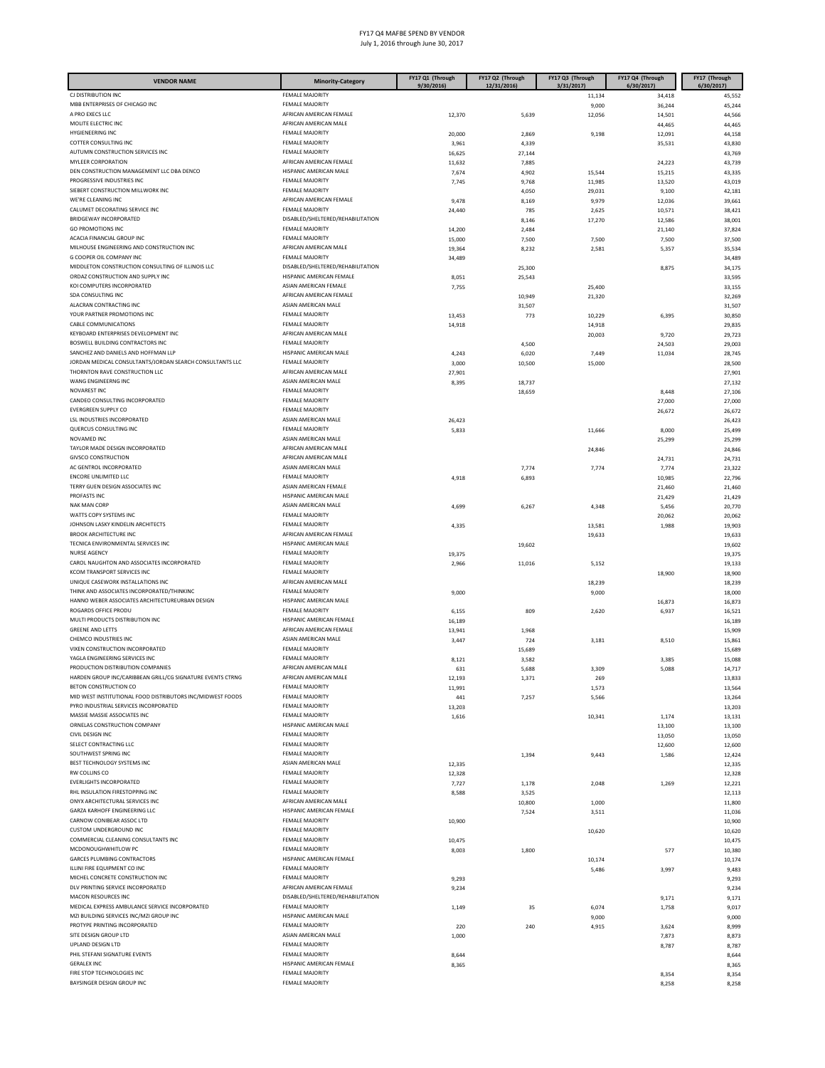FY17 Q4 MAFBE SPEND BY VENDOR
July 1, 2016 through June 30, 2017

| VENDOR NAME | Minority-Category | FY17 Q1 (Through 9/30/2016) | FY17 Q2 (Through 12/31/2016) | FY17 Q3 (Through 3/31/2017) | FY17 Q4 (Through 6/30/2017) | FY17 (Through 6/30/2017) |
|---|---|---|---|---|---|---|
| CJ DISTRIBUTION INC | FEMALE MAJORITY | | | 11,134 | 34,418 | 45,552 |
| MBB ENTERPRISES OF CHICAGO INC | FEMALE MAJORITY | | | 9,000 | 36,244 | 45,244 |
| A PRO EXECS LLC | AFRICAN AMERICAN FEMALE | 12,370 | 5,639 | 12,056 | 14,501 | 44,566 |
| MOLITE ELECTRIC INC | AFRICAN AMERICAN MALE | | | | 44,465 | 44,465 |
| HYGIENEERING INC | FEMALE MAJORITY | 20,000 | 2,869 | 9,198 | 12,091 | 44,158 |
| COTTER CONSULTING INC | FEMALE MAJORITY | 3,961 | 4,339 | | 35,531 | 43,830 |
| AUTUMN CONSTRUCTION SERVICES INC | FEMALE MAJORITY | 16,625 | 27,144 | | | 43,769 |
| MYLEER CORPORATION | AFRICAN AMERICAN FEMALE | 11,632 | 7,885 | | 24,223 | 43,739 |
| DEN CONSTRUCTION MANAGEMENT LLC DBA DENCO | HISPANIC AMERICAN MALE | 7,674 | 4,902 | 15,544 | 15,215 | 43,335 |
| PROGRESSIVE INDUSTRIES INC | FEMALE MAJORITY | 7,745 | 9,768 | 11,985 | 13,520 | 43,019 |
| SIEBERT CONSTRUCTION MILLWORK INC | FEMALE MAJORITY | | 4,050 | 29,031 | 9,100 | 42,181 |
| WE'RE CLEANING INC | AFRICAN AMERICAN FEMALE | 9,478 | 8,169 | 9,979 | 12,036 | 39,661 |
| CALUMET DECORATING SERVICE INC | FEMALE MAJORITY | 24,440 | 785 | 2,625 | 10,571 | 38,421 |
| BRIDGEWAY INCORPORATED | DISABLED/SHELTERED/REHABILITATION | | 8,146 | 17,270 | 12,586 | 38,001 |
| GO PROMOTIONS INC | FEMALE MAJORITY | 14,200 | 2,484 | | 21,140 | 37,824 |
| ACACIA FINANCIAL GROUP INC | FEMALE MAJORITY | 15,000 | 7,500 | 7,500 | 7,500 | 37,500 |
| MILHOUSE ENGINEERING AND CONSTRUCTION INC | AFRICAN AMERICAN MALE | 19,364 | 8,232 | 2,581 | 5,357 | 35,534 |
| G COOPER OIL COMPANY INC | FEMALE MAJORITY | 34,489 | | | | 34,489 |
| MIDDLETON CONSTRUCTION CONSULTING OF ILLINOIS LLC | DISABLED/SHELTERED/REHABILITATION | | 25,300 | | 8,875 | 34,175 |
| ORDAZ CONSTRUCTION AND SUPPLY INC | HISPANIC AMERICAN FEMALE | 8,051 | 25,543 | | | 33,595 |
| KOI COMPUTERS INCORPORATED | ASIAN AMERICAN FEMALE | 7,755 | | 25,400 | | 33,155 |
| SDA CONSULTING INC | AFRICAN AMERICAN FEMALE | | 10,949 | 21,320 | | 32,269 |
| ALACRAN CONTRACTING INC | ASIAN AMERICAN MALE | | 31,507 | | | 31,507 |
| YOUR PARTNER PROMOTIONS INC | FEMALE MAJORITY | 13,453 | 773 | 10,229 | 6,395 | 30,850 |
| CABLE COMMUNICATIONS | FEMALE MAJORITY | 14,918 | | 14,918 | | 29,835 |
| KEYBOARD ENTERPRISES DEVELOPMENT INC | AFRICAN AMERICAN MALE | | | 20,003 | 9,720 | 29,723 |
| BOSWELL BUILDING CONTRACTORS INC | FEMALE MAJORITY | | 4,500 | | 24,503 | 29,003 |
| SANCHEZ AND DANIELS AND HOFFMAN LLP | HISPANIC AMERICAN MALE | 4,243 | 6,020 | 7,449 | 11,034 | 28,745 |
| JORDAN MEDICAL CONSULTANTS/JORDAN SEARCH CONSULTANTS LLC | FEMALE MAJORITY | 3,000 | 10,500 | 15,000 | | 28,500 |
| THORNTON RAVE CONSTRUCTION LLC | AFRICAN AMERICAN MALE | 27,901 | | | | 27,901 |
| WANG ENGINEERNG INC | ASIAN AMERICAN MALE | 8,395 | 18,737 | | | 27,132 |
| NOVAREST INC | FEMALE MAJORITY | | 18,659 | | 8,448 | 27,106 |
| CANDEO CONSULTING INCORPORATED | FEMALE MAJORITY | | | | 27,000 | 27,000 |
| EVERGREEN SUPPLY CO | FEMALE MAJORITY | | | | 26,672 | 26,672 |
| LSL INDUSTRIES INCORPORATED | ASIAN AMERICAN MALE | 26,423 | | | | 26,423 |
| QUERCUS CONSULTING INC | FEMALE MAJORITY | 5,833 | | 11,666 | 8,000 | 25,499 |
| NOVAMED INC | ASIAN AMERICAN MALE | | | | 25,299 | 25,299 |
| TAYLOR MADE DESIGN INCORPORATED | AFRICAN AMERICAN MALE | | | 24,846 | | 24,846 |
| GIVSCO CONSTRUCTION | AFRICAN AMERICAN MALE | | | | 24,731 | 24,731 |
| AC GENTROL INCORPORATED | ASIAN AMERICAN MALE | | 7,774 | 7,774 | 7,774 | 23,322 |
| ENCORE UNLIMITED LLC | FEMALE MAJORITY | 4,918 | 6,893 | | 10,985 | 22,796 |
| TERRY GUEN DESIGN ASSOCIATES INC | ASIAN AMERICAN FEMALE | | | | 21,460 | 21,460 |
| PROFASTS INC | HISPANIC AMERICAN MALE | | | | 21,429 | 21,429 |
| NAK MAN CORP | ASIAN AMERICAN MALE | 4,699 | 6,267 | 4,348 | 5,456 | 20,770 |
| WATTS COPY SYSTEMS INC | FEMALE MAJORITY | | | | 20,062 | 20,062 |
| JOHNSON LASKY KINDELIN ARCHITECTS | FEMALE MAJORITY | 4,335 | | 13,581 | 1,988 | 19,903 |
| BROOK ARCHITECTURE INC | AFRICAN AMERICAN FEMALE | | | 19,633 | | 19,633 |
| TECNICA ENVIRONMENTAL SERVICES INC | HISPANIC AMERICAN MALE | | 19,602 | | | 19,602 |
| NURSE AGENCY | FEMALE MAJORITY | 19,375 | | | | 19,375 |
| CAROL NAUGHTON AND ASSOCIATES INCORPORATED | FEMALE MAJORITY | 2,966 | 11,016 | 5,152 | | 19,133 |
| KCOM TRANSPORT SERVICES INC | FEMALE MAJORITY | | | | 18,900 | 18,900 |
| UNIQUE CASEWORK INSTALLATIONS INC | AFRICAN AMERICAN MALE | | | 18,239 | | 18,239 |
| THINK AND ASSOCIATES INCORPORATED/THINKINC | FEMALE MAJORITY | 9,000 | | 9,000 | | 18,000 |
| HANNO WEBER ASSOCIATES ARCHITECTUREURBAN DESIGN | HISPANIC AMERICAN MALE | | | | 16,873 | 16,873 |
| ROGARDS OFFICE PRODU | FEMALE MAJORITY | 6,155 | 809 | 2,620 | 6,937 | 16,521 |
| MULTI PRODUCTS DISTRIBUTION INC | HISPANIC AMERICAN FEMALE | 16,189 | | | | 16,189 |
| GREENE AND LETTS | AFRICAN AMERICAN FEMALE | 13,941 | 1,968 | | | 15,909 |
| CHEMCO INDUSTRIES INC | ASIAN AMERICAN MALE | 3,447 | 724 | 3,181 | 8,510 | 15,861 |
| VIXEN CONSTRUCTION INCORPORATED | FEMALE MAJORITY | | 15,689 | | | 15,689 |
| YAGLA ENGINEERING SERVICES INC | FEMALE MAJORITY | 8,121 | 3,582 | | 3,385 | 15,088 |
| PRODUCTION DISTRIBUTION COMPANIES | AFRICAN AMERICAN MALE | 631 | 5,688 | 3,309 | 5,088 | 14,717 |
| HARDEN GROUP INC/CARIBBEAN GRILL/CG SIGNATURE EVENTS CTRNG | AFRICAN AMERICAN MALE | 12,193 | 1,371 | 269 | | 13,833 |
| BETON CONSTRUCTION CO | FEMALE MAJORITY | 11,991 | | 1,573 | | 13,564 |
| MID WEST INSTITUTIONAL FOOD DISTRIBUTORS INC/MIDWEST FOODS | FEMALE MAJORITY | 441 | 7,257 | 5,566 | | 13,264 |
| PYRO INDUSTRIAL SERVICES INCORPORATED | FEMALE MAJORITY | 13,203 | | | | 13,203 |
| MASSIE MASSIE ASSOCIATES INC | FEMALE MAJORITY | 1,616 | | 10,341 | 1,174 | 13,131 |
| ORNELAS CONSTRUCTION COMPANY | HISPANIC AMERICAN MALE | | | | 13,100 | 13,100 |
| CIVIL DESIGN INC | FEMALE MAJORITY | | | | 13,050 | 13,050 |
| SELECT CONTRACTING LLC | FEMALE MAJORITY | | | | 12,600 | 12,600 |
| SOUTHWEST SPRING INC | FEMALE MAJORITY | | 1,394 | 9,443 | 1,586 | 12,424 |
| BEST TECHNOLOGY SYSTEMS INC | ASIAN AMERICAN MALE | 12,335 | | | | 12,335 |
| RW COLLINS CO | FEMALE MAJORITY | 12,328 | | | | 12,328 |
| EVERLIGHTS INCORPORATED | FEMALE MAJORITY | 7,727 | 1,178 | 2,048 | 1,269 | 12,221 |
| RHL INSULATION FIRESTOPPING INC | FEMALE MAJORITY | 8,588 | 3,525 | | | 12,113 |
| ONYX ARCHITECTURAL SERVICES INC | AFRICAN AMERICAN MALE | | 10,800 | 1,000 | | 11,800 |
| GARZA KARHOFF ENGINEERING LLC | HISPANIC AMERICAN FEMALE | | 7,524 | 3,511 | | 11,036 |
| CARNOW CONIBEAR ASSOC LTD | FEMALE MAJORITY | 10,900 | | | | 10,900 |
| CUSTOM UNDERGROUND INC | FEMALE MAJORITY | | | 10,620 | | 10,620 |
| COMMERCIAL CLEANING CONSULTANTS INC | FEMALE MAJORITY | 10,475 | | | | 10,475 |
| MCDONOUGHWHITLOW PC | FEMALE MAJORITY | 8,003 | 1,800 | | 577 | 10,380 |
| GARCES PLUMBING CONTRACTORS | HISPANIC AMERICAN FEMALE | | | 10,174 | | 10,174 |
| ILLINI FIRE EQUIPMENT CO INC | FEMALE MAJORITY | | | 5,486 | 3,997 | 9,483 |
| MICHEL CONCRETE CONSTRUCTION INC | FEMALE MAJORITY | 9,293 | | | | 9,293 |
| DLV PRINTING SERVICE INCORPORATED | AFRICAN AMERICAN FEMALE | 9,234 | | | | 9,234 |
| MACON RESOURCES INC | DISABLED/SHELTERED/REHABILITATION | | | | 9,171 | 9,171 |
| MEDICAL EXPRESS AMBULANCE SERVICE INCORPORATED | FEMALE MAJORITY | 1,149 | 35 | 6,074 | 1,758 | 9,017 |
| MZI BUILDING SERVICES INC/MZI GROUP INC | HISPANIC AMERICAN MALE | | | 9,000 | | 9,000 |
| PROTYPE PRINTING INCORPORATED | FEMALE MAJORITY | 220 | 240 | 4,915 | 3,624 | 8,999 |
| SITE DESIGN GROUP LTD | ASIAN AMERICAN MALE | 1,000 | | | 7,873 | 8,873 |
| UPLAND DESIGN LTD | FEMALE MAJORITY | | | | 8,787 | 8,787 |
| PHIL STEFANI SIGNATURE EVENTS | FEMALE MAJORITY | 8,644 | | | | 8,644 |
| GERALEX INC | HISPANIC AMERICAN FEMALE | 8,365 | | | | 8,365 |
| FIRE STOP TECHNOLOGIES INC | FEMALE MAJORITY | | | | 8,354 | 8,354 |
| BAYSINGER DESIGN GROUP INC | FEMALE MAJORITY | | | | 8,258 | 8,258 |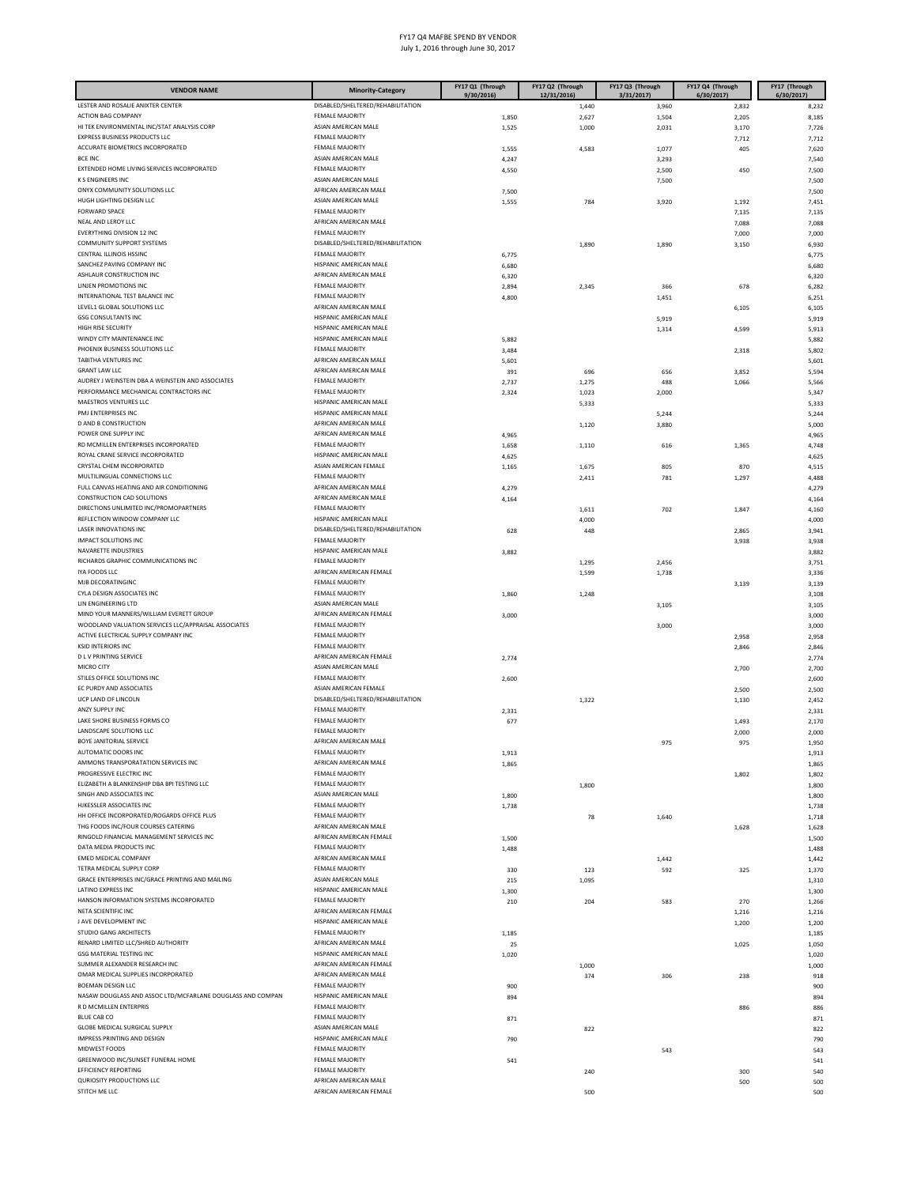FY17 Q4 MAFBE SPEND BY VENDOR
July 1, 2016 through June 30, 2017

| VENDOR NAME | Minority-Category | FY17 Q1 (Through 9/30/2016) | FY17 Q2 (Through 12/31/2016) | FY17 Q3 (Through 3/31/2017) | FY17 Q4 (Through 6/30/2017) | FY17 (Through 6/30/2017) |
|---|---|---|---|---|---|---|
| LESTER AND ROSALIE ANIXTER CENTER | DISABLED/SHELTERED/REHABILITATION | | 1,440 | 3,960 | 2,832 | 8,232 |
| ACTION BAG COMPANY | FEMALE MAJORITY | 1,850 | 2,627 | 1,504 | 2,205 | 8,185 |
| HI TEK ENVIRONMENTAL INC/STAT ANALYSIS CORP | ASIAN AMERICAN MALE | 1,525 | 1,000 | 2,031 | 3,170 | 7,726 |
| EXPRESS BUSINESS PRODUCTS LLC | FEMALE MAJORITY | | | | 7,712 | 7,712 |
| ACCURATE BIOMETRICS INCORPORATED | FEMALE MAJORITY | 1,555 | 4,583 | 1,077 | 405 | 7,620 |
| BCE INC | ASIAN AMERICAN MALE | 4,247 | | 3,293 | | 7,540 |
| EXTENDED HOME LIVING SERVICES INCORPORATED | FEMALE MAJORITY | 4,550 | | 2,500 | 450 | 7,500 |
| K S ENGINEERS INC | ASIAN AMERICAN MALE | | | 7,500 | | 7,500 |
| ONYX COMMUNITY SOLUTIONS LLC | AFRICAN AMERICAN MALE | 7,500 | | | | 7,500 |
| HUGH LIGHTING DESIGN LLC | ASIAN AMERICAN MALE | 1,555 | 784 | 3,920 | 1,192 | 7,451 |
| FORWARD SPACE | FEMALE MAJORITY | | | | 7,135 | 7,135 |
| NEAL AND LEROY LLC | AFRICAN AMERICAN MALE | | | | 7,088 | 7,088 |
| EVERYTHING DIVISION 12 INC | FEMALE MAJORITY | | | | 7,000 | 7,000 |
| COMMUNITY SUPPORT SYSTEMS | DISABLED/SHELTERED/REHABILITATION | | 1,890 | 1,890 | 3,150 | 6,930 |
| CENTRAL ILLINOIS HSSINC | FEMALE MAJORITY | 6,775 | | | | 6,775 |
| SANCHEZ PAVING COMPANY INC | HISPANIC AMERICAN MALE | 6,680 | | | | 6,680 |
| ASHLAUR CONSTRUCTION INC | AFRICAN AMERICAN MALE | 6,320 | | | | 6,320 |
| LINJEN PROMOTIONS INC | FEMALE MAJORITY | 2,894 | 2,345 | 366 | 678 | 6,282 |
| INTERNATIONAL TEST BALANCE INC | FEMALE MAJORITY | 4,800 | | 1,451 | | 6,251 |
| LEVEL1 GLOBAL SOLUTIONS LLC | AFRICAN AMERICAN MALE | | | | 6,105 | 6,105 |
| GSG CONSULTANTS INC | HISPANIC AMERICAN MALE | | | 5,919 | | 5,919 |
| HIGH RISE SECURITY | HISPANIC AMERICAN MALE | | | 1,314 | 4,599 | 5,913 |
| WINDY CITY MAINTENANCE INC | HISPANIC AMERICAN MALE | 5,882 | | | | 5,882 |
| PHOENIX BUSINESS SOLUTIONS LLC | FEMALE MAJORITY | 3,484 | | | 2,318 | 5,802 |
| TABITHA VENTURES INC | AFRICAN AMERICAN MALE | 5,601 | | | | 5,601 |
| GRANT LAW LLC | AFRICAN AMERICAN MALE | 391 | 696 | 656 | 3,852 | 5,594 |
| AUDREY J WEINSTEIN DBA A WEINSTEIN AND ASSOCIATES | FEMALE MAJORITY | 2,737 | 1,275 | 488 | 1,066 | 5,566 |
| PERFORMANCE MECHANICAL CONTRACTORS INC | FEMALE MAJORITY | 2,324 | 1,023 | 2,000 | | 5,347 |
| MAESTROS VENTURES LLC | HISPANIC AMERICAN MALE | | 5,333 | | | 5,333 |
| PMJ ENTERPRISES INC | HISPANIC AMERICAN MALE | | | 5,244 | | 5,244 |
| D AND B CONSTRUCTION | AFRICAN AMERICAN MALE | | 1,120 | 3,880 | | 5,000 |
| POWER ONE SUPPLY INC | AFRICAN AMERICAN MALE | 4,965 | | | | 4,965 |
| RD MCMILLEN ENTERPRISES INCORPORATED | FEMALE MAJORITY | 1,658 | 1,110 | 616 | 1,365 | 4,748 |
| ROYAL CRANE SERVICE INCORPORATED | HISPANIC AMERICAN MALE | 4,625 | | | | 4,625 |
| CRYSTAL CHEM INCORPORATED | ASIAN AMERICAN FEMALE | 1,165 | 1,675 | 805 | 870 | 4,515 |
| MULTILINGUAL CONNECTIONS LLC | FEMALE MAJORITY | | 2,411 | 781 | 1,297 | 4,488 |
| FULL CANVAS HEATING AND AIR CONDITIONING | AFRICAN AMERICAN MALE | 4,279 | | | | 4,279 |
| CONSTRUCTION CAD SOLUTIONS | AFRICAN AMERICAN MALE | 4,164 | | | | 4,164 |
| DIRECTIONS UNLIMITED INC/PROMOPARTNERS | FEMALE MAJORITY | | 1,611 | 702 | 1,847 | 4,160 |
| REFLECTION WINDOW COMPANY LLC | HISPANIC AMERICAN MALE | | 4,000 | | | 4,000 |
| LASER INNOVATIONS INC | DISABLED/SHELTERED/REHABILITATION | 628 | 448 | | 2,865 | 3,941 |
| IMPACT SOLUTIONS INC | FEMALE MAJORITY | | | | 3,938 | 3,938 |
| NAVARETTE INDUSTRIES | HISPANIC AMERICAN MALE | 3,882 | | | | 3,882 |
| RICHARDS GRAPHIC COMMUNICATIONS INC | FEMALE MAJORITY | | 1,295 | 2,456 | | 3,751 |
| IYA FOODS LLC | AFRICAN AMERICAN FEMALE | | 1,599 | 1,738 | | 3,336 |
| MJB DECORATINGINC | FEMALE MAJORITY | | | | 3,139 | 3,139 |
| CYLA DESIGN ASSOCIATES INC | FEMALE MAJORITY | 1,860 | 1,248 | | | 3,108 |
| LIN ENGINEERING LTD | ASIAN AMERICAN MALE | | | 3,105 | | 3,105 |
| MIND YOUR MANNERS/WILLIAM EVERETT GROUP | AFRICAN AMERICAN FEMALE | 3,000 | | | | 3,000 |
| WOODLAND VALUATION SERVICES LLC/APPRAISAL ASSOCIATES | FEMALE MAJORITY | | | 3,000 | | 3,000 |
| ACTIVE ELECTRICAL SUPPLY COMPANY INC | FEMALE MAJORITY | | | | 2,958 | 2,958 |
| KSID INTERIORS INC | FEMALE MAJORITY | | | | 2,846 | 2,846 |
| D L V PRINTING SERVICE | AFRICAN AMERICAN FEMALE | 2,774 | | | | 2,774 |
| MICRO CITY | ASIAN AMERICAN MALE | | | | 2,700 | 2,700 |
| STILES OFFICE SOLUTIONS INC | FEMALE MAJORITY | 2,600 | | | | 2,600 |
| EC PURDY AND ASSOCIATES | ASIAN AMERICAN FEMALE | | | | 2,500 | 2,500 |
| UCP LAND OF LINCOLN | DISABLED/SHELTERED/REHABILITATION | | 1,322 | | 1,130 | 2,452 |
| ANZY SUPPLY INC | FEMALE MAJORITY | 2,331 | | | | 2,331 |
| LAKE SHORE BUSINESS FORMS CO | FEMALE MAJORITY | 677 | | | 1,493 | 2,170 |
| LANDSCAPE SOLUTIONS LLC | FEMALE MAJORITY | | | | 2,000 | 2,000 |
| BOYE JANITORIAL SERVICE | AFRICAN AMERICAN MALE | | | 975 | 975 | 1,950 |
| AUTOMATIC DOORS INC | FEMALE MAJORITY | 1,913 | | | | 1,913 |
| AMMONS TRANSPORATATION SERVICES INC | AFRICAN AMERICAN MALE | 1,865 | | | | 1,865 |
| PROGRESSIVE ELECTRIC INC | FEMALE MAJORITY | | | | 1,802 | 1,802 |
| ELIZABETH A BLANKENSHIP DBA BPI TESTING LLC | FEMALE MAJORITY | | 1,800 | | | 1,800 |
| SINGH AND ASSOCIATES INC | ASIAN AMERICAN MALE | 1,800 | | | | 1,800 |
| HJKESSLER ASSOCIATES INC | FEMALE MAJORITY | 1,738 | | | | 1,738 |
| HH OFFICE INCORPORATED/ROGARDS OFFICE PLUS | FEMALE MAJORITY | | 78 | 1,640 | | 1,718 |
| THG FOODS INC/FOUR COURSES CATERING | AFRICAN AMERICAN MALE | | | | 1,628 | 1,628 |
| RINGOLD FINANCIAL MANAGEMENT SERVICES INC | AFRICAN AMERICAN FEMALE | 1,500 | | | | 1,500 |
| DATA MEDIA PRODUCTS INC | FEMALE MAJORITY | 1,488 | | | | 1,488 |
| EMED MEDICAL COMPANY | AFRICAN AMERICAN MALE | | | 1,442 | | 1,442 |
| TETRA MEDICAL SUPPLY CORP | FEMALE MAJORITY | 330 | 123 | 592 | 325 | 1,370 |
| GRACE ENTERPRISES INC/GRACE PRINTING AND MAILING | ASIAN AMERICAN MALE | 215 | 1,095 | | | 1,310 |
| LATINO EXPRESS INC | HISPANIC AMERICAN MALE | 1,300 | | | | 1,300 |
| HANSON INFORMATION SYSTEMS INCORPORATED | FEMALE MAJORITY | 210 | 204 | 583 | 270 | 1,266 |
| NETA SCIENTIFIC INC | AFRICAN AMERICAN FEMALE | | | | 1,216 | 1,216 |
| J AVE DEVELOPMENT INC | HISPANIC AMERICAN MALE | | | | 1,200 | 1,200 |
| STUDIO GANG ARCHITECTS | FEMALE MAJORITY | 1,185 | | | | 1,185 |
| RENARD LIMITED LLC/SHRED AUTHORITY | AFRICAN AMERICAN MALE | 25 | | | 1,025 | 1,050 |
| GSG MATERIAL TESTING INC | HISPANIC AMERICAN MALE | 1,020 | | | | 1,020 |
| SUMMER ALEXANDER RESEARCH INC | AFRICAN AMERICAN FEMALE | | 1,000 | | | 1,000 |
| OMAR MEDICAL SUPPLIES INCORPORATED | AFRICAN AMERICAN MALE | | 374 | 306 | 238 | 918 |
| BOEMAN DESIGN LLC | FEMALE MAJORITY | 900 | | | | 900 |
| NASAW DOUGLASS AND ASSOC LTD/MCFARLANE DOUGLASS AND COMPAN | HISPANIC AMERICAN MALE | 894 | | | | 894 |
| R D MCMILLEN ENTERPRIS | FEMALE MAJORITY | | | | 886 | 886 |
| BLUE CAB CO | FEMALE MAJORITY | 871 | | | | 871 |
| GLOBE MEDICAL SURGICAL SUPPLY | ASIAN AMERICAN MALE | | 822 | | | 822 |
| IMPRESS PRINTING AND DESIGN | HISPANIC AMERICAN MALE | 790 | | | | 790 |
| MIDWEST FOODS | FEMALE MAJORITY | | | 543 | | 543 |
| GREENWOOD INC/SUNSET FUNERAL HOME | FEMALE MAJORITY | 541 | | | | 541 |
| EFFICIENCY REPORTING | FEMALE MAJORITY | | 240 | | 300 | 540 |
| QURIOSITY PRODUCTIONS LLC | AFRICAN AMERICAN MALE | | | | 500 | 500 |
| STITCH ME LLC | AFRICAN AMERICAN FEMALE | | 500 | | | 500 |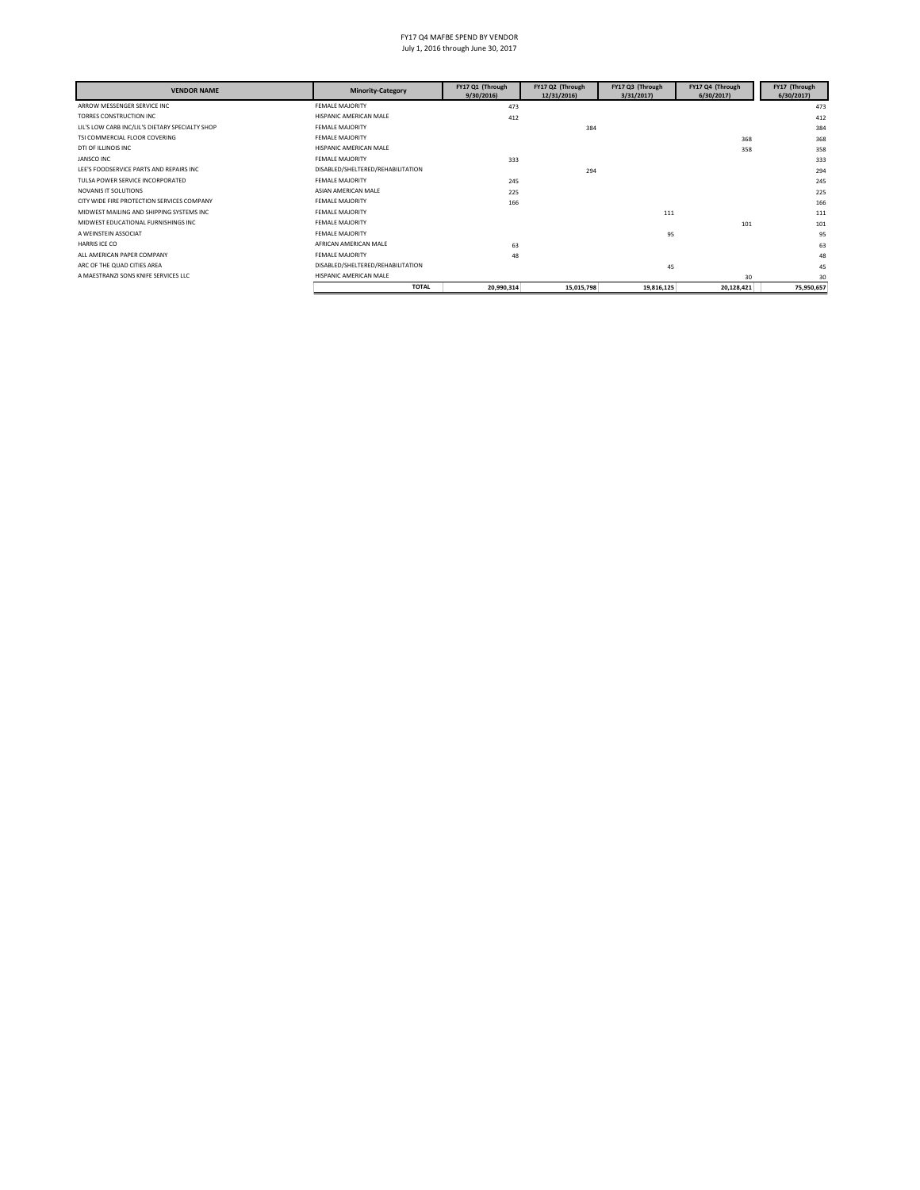FY17 Q4 MAFBE SPEND BY VENDOR
July 1, 2016 through June 30, 2017

| VENDOR NAME | Minority-Category | FY17 Q1 (Through 9/30/2016) | FY17 Q2 (Through 12/31/2016) | FY17 Q3 (Through 3/31/2017) | FY17 Q4 (Through 6/30/2017) | FY17 (Through 6/30/2017) |
|---|---|---|---|---|---|---|
| ARROW MESSENGER SERVICE INC | FEMALE MAJORITY | 473 | | | | 473 |
| TORRES CONSTRUCTION INC | HISPANIC AMERICAN MALE | 412 | | | | 412 |
| LIL'S LOW CARB INC/LIL'S DIETARY SPECIALTY SHOP | FEMALE MAJORITY | | 384 | | | 384 |
| TSI COMMERCIAL FLOOR COVERING | FEMALE MAJORITY | | | | 368 | 368 |
| DTI OF ILLINOIS INC | HISPANIC AMERICAN MALE | | | | 358 | 358 |
| JANSCO INC | FEMALE MAJORITY | 333 | | | | 333 |
| LEE'S FOODSERVICE PARTS AND REPAIRS INC | DISABLED/SHELTERED/REHABILITATION | | 294 | | | 294 |
| TULSA POWER SERVICE INCORPORATED | FEMALE MAJORITY | 245 | | | | 245 |
| NOVANIS IT SOLUTIONS | ASIAN AMERICAN MALE | 225 | | | | 225 |
| CITY WIDE FIRE PROTECTION SERVICES COMPANY | FEMALE MAJORITY | 166 | | | | 166 |
| MIDWEST MAILING AND SHIPPING SYSTEMS INC | FEMALE MAJORITY | | | 111 | | 111 |
| MIDWEST EDUCATIONAL FURNISHINGS INC | FEMALE MAJORITY | | | | 101 | 101 |
| A WEINSTEIN ASSOCIAT | FEMALE MAJORITY | | | 95 | | 95 |
| HARRIS ICE CO | AFRICAN AMERICAN MALE | 63 | | | | 63 |
| ALL AMERICAN PAPER COMPANY | FEMALE MAJORITY | 48 | | | | 48 |
| ARC OF THE QUAD CITIES AREA | DISABLED/SHELTERED/REHABILITATION | | | 45 | | 45 |
| A MAESTRANZI SONS KNIFE SERVICES LLC | HISPANIC AMERICAN MALE | | | | 30 | 30 |
| | **TOTAL** | **20,990,314** | **15,015,798** | **19,816,125** | **20,128,421** | **75,950,657** |